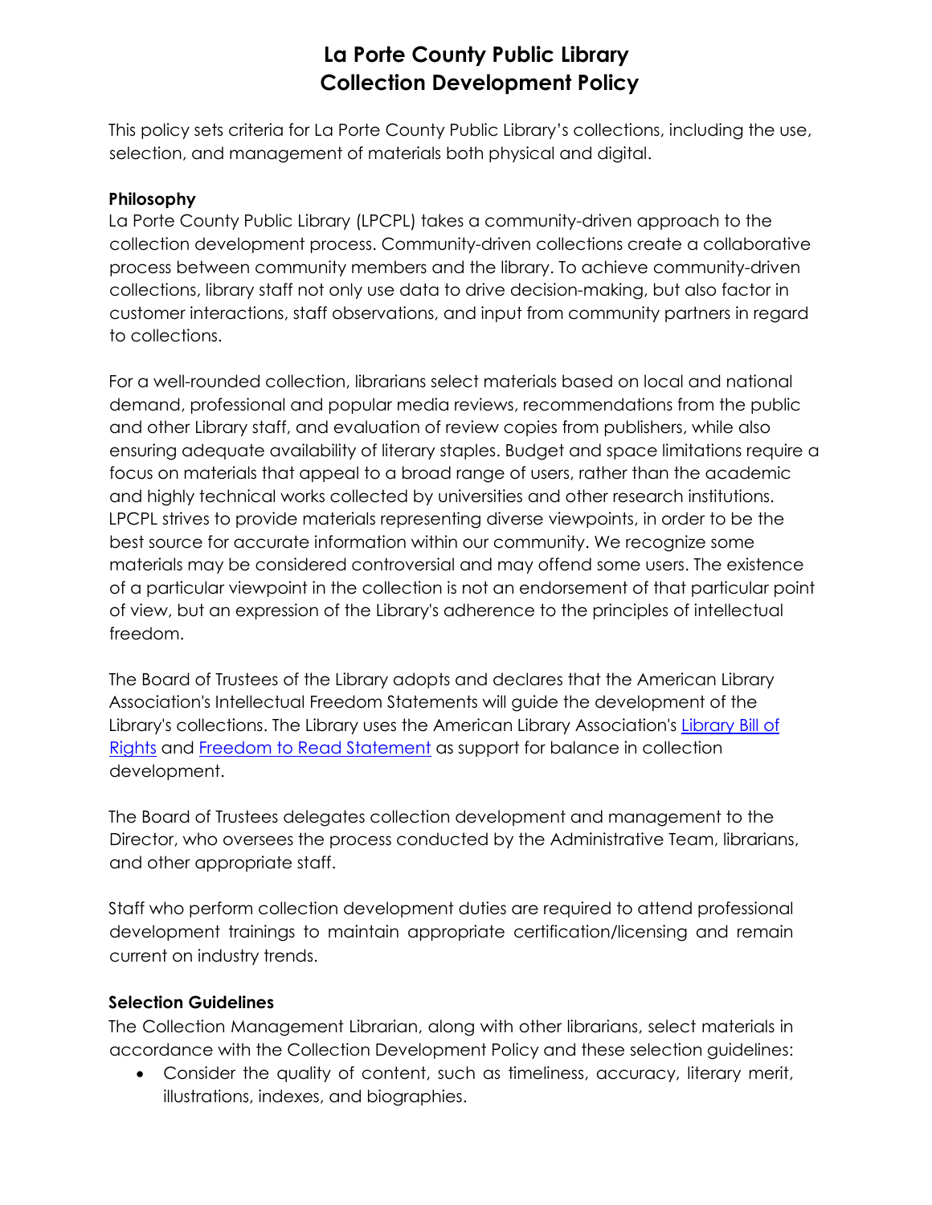# La Porte County Public Library
# Collection Development Policy

This policy sets criteria for La Porte County Public Library's collections, including the use, selection, and management of materials both physical and digital.

**Philosophy**

La Porte County Public Library (LPCPL) takes a community-driven approach to the collection development process. Community-driven collections create a collaborative process between community members and the library. To achieve community-driven collections, library staff not only use data to drive decision-making, but also factor in customer interactions, staff observations, and input from community partners in regard to collections.

For a well-rounded collection, librarians select materials based on local and national demand, professional and popular media reviews, recommendations from the public and other Library staff, and evaluation of review copies from publishers, while also ensuring adequate availability of literary staples. Budget and space limitations require a focus on materials that appeal to a broad range of users, rather than the academic and highly technical works collected by universities and other research institutions. LPCPL strives to provide materials representing diverse viewpoints, in order to be the best source for accurate information within our community. We recognize some materials may be considered controversial and may offend some users. The existence of a particular viewpoint in the collection is not an endorsement of that particular point of view, but an expression of the Library's adherence to the principles of intellectual freedom.

The Board of Trustees of the Library adopts and declares that the American Library Association's Intellectual Freedom Statements will guide the development of the Library's collections. The Library uses the American Library Association's Library Bill of Rights and Freedom to Read Statement as support for balance in collection development.

The Board of Trustees delegates collection development and management to the Director, who oversees the process conducted by the Administrative Team, librarians, and other appropriate staff.

Staff who perform collection development duties are required to attend professional development trainings to maintain appropriate certification/licensing and remain current on industry trends.

**Selection Guidelines**

The Collection Management Librarian, along with other librarians, select materials in accordance with the Collection Development Policy and these selection guidelines:

- Consider the quality of content, such as timeliness, accuracy, literary merit, illustrations, indexes, and biographies.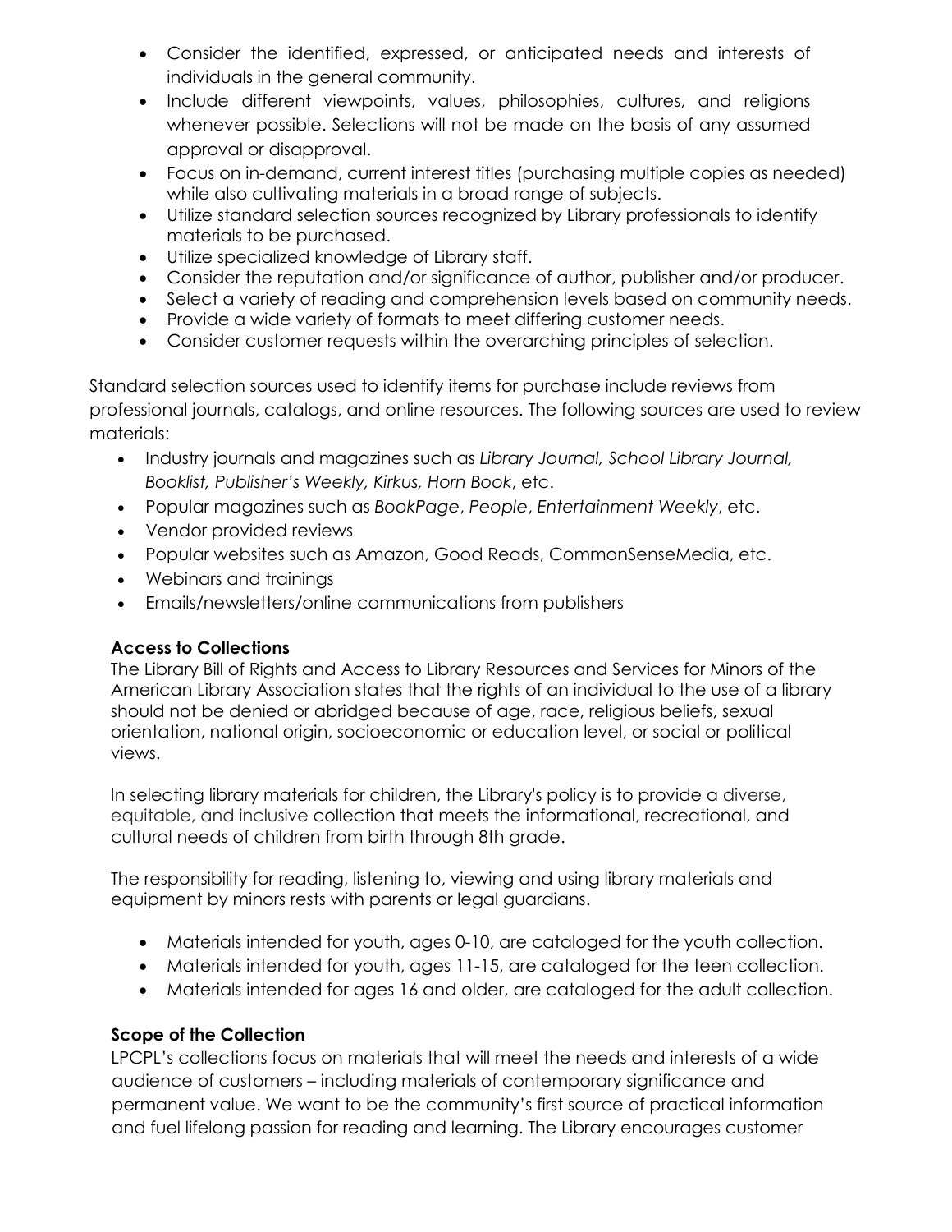- Consider the identified, expressed, or anticipated needs and interests of individuals in the general community.
- Include different viewpoints, values, philosophies, cultures, and religions whenever possible. Selections will not be made on the basis of any assumed approval or disapproval.
- Focus on in-demand, current interest titles (purchasing multiple copies as needed) while also cultivating materials in a broad range of subjects.
- Utilize standard selection sources recognized by Library professionals to identify materials to be purchased.
- Utilize specialized knowledge of Library staff.
- Consider the reputation and/or significance of author, publisher and/or producer.
- Select a variety of reading and comprehension levels based on community needs.
- Provide a wide variety of formats to meet differing customer needs.
- Consider customer requests within the overarching principles of selection.

Standard selection sources used to identify items for purchase include reviews from professional journals, catalogs, and online resources. The following sources are used to review materials:

- Industry journals and magazines such as *Library Journal, School Library Journal, Booklist, Publisher's Weekly, Kirkus, Horn Book*, etc.
- Popular magazines such as *BookPage*, *People*, *Entertainment Weekly*, etc.
- Vendor provided reviews
- Popular websites such as Amazon, Good Reads, CommonSenseMedia, etc.
- Webinars and trainings
- Emails/newsletters/online communications from publishers

### Access to Collections

The Library Bill of Rights and Access to Library Resources and Services for Minors of the American Library Association states that the rights of an individual to the use of a library should not be denied or abridged because of age, race, religious beliefs, sexual orientation, national origin, socioeconomic or education level, or social or political views.

In selecting library materials for children, the Library's policy is to provide a diverse, equitable, and inclusive collection that meets the informational, recreational, and cultural needs of children from birth through 8th grade.

The responsibility for reading, listening to, viewing and using library materials and equipment by minors rests with parents or legal guardians.

- Materials intended for youth, ages 0-10, are cataloged for the youth collection.
- Materials intended for youth, ages 11-15, are cataloged for the teen collection.
- Materials intended for ages 16 and older, are cataloged for the adult collection.

### Scope of the Collection

LPCPL's collections focus on materials that will meet the needs and interests of a wide audience of customers – including materials of contemporary significance and permanent value. We want to be the community's first source of practical information and fuel lifelong passion for reading and learning. The Library encourages customer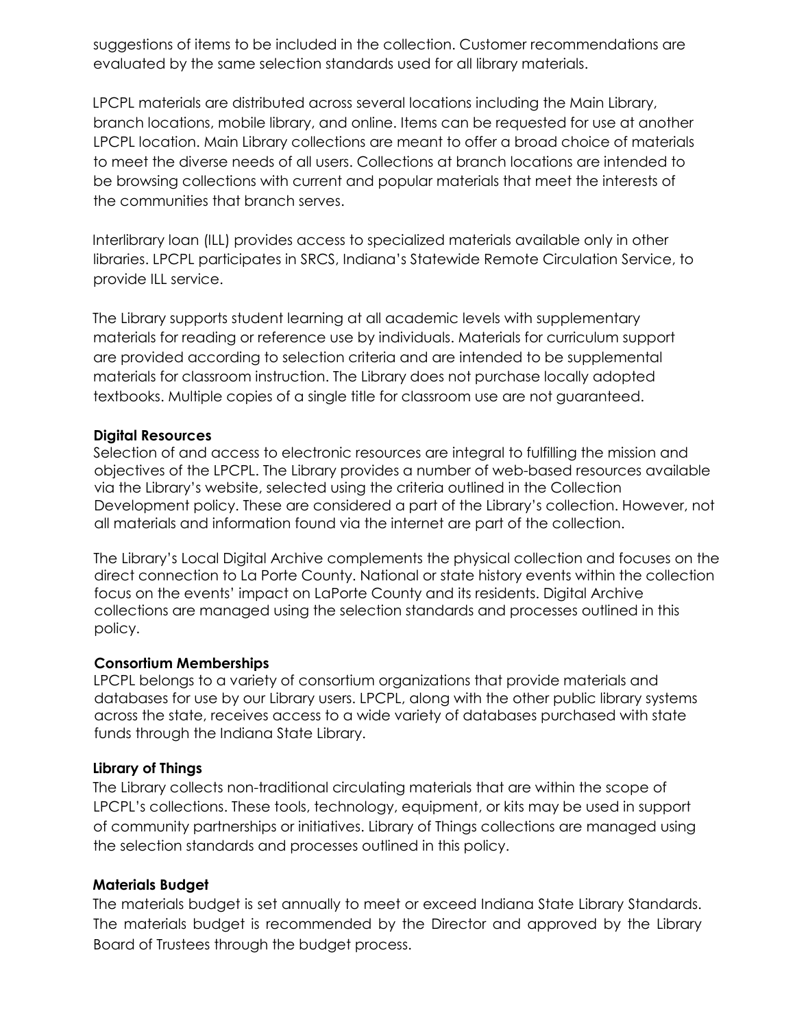suggestions of items to be included in the collection. Customer recommendations are evaluated by the same selection standards used for all library materials.

LPCPL materials are distributed across several locations including the Main Library, branch locations, mobile library, and online. Items can be requested for use at another LPCPL location. Main Library collections are meant to offer a broad choice of materials to meet the diverse needs of all users. Collections at branch locations are intended to be browsing collections with current and popular materials that meet the interests of the communities that branch serves.

Interlibrary loan (ILL) provides access to specialized materials available only in other libraries. LPCPL participates in SRCS, Indiana's Statewide Remote Circulation Service, to provide ILL service.

The Library supports student learning at all academic levels with supplementary materials for reading or reference use by individuals. Materials for curriculum support are provided according to selection criteria and are intended to be supplemental materials for classroom instruction. The Library does not purchase locally adopted textbooks. Multiple copies of a single title for classroom use are not guaranteed.

**Digital Resources**

Selection of and access to electronic resources are integral to fulfilling the mission and objectives of the LPCPL. The Library provides a number of web-based resources available via the Library's website, selected using the criteria outlined in the Collection Development policy. These are considered a part of the Library's collection. However, not all materials and information found via the internet are part of the collection.

The Library's Local Digital Archive complements the physical collection and focuses on the direct connection to La Porte County. National or state history events within the collection focus on the events' impact on LaPorte County and its residents. Digital Archive collections are managed using the selection standards and processes outlined in this policy.

**Consortium Memberships**

LPCPL belongs to a variety of consortium organizations that provide materials and databases for use by our Library users. LPCPL, along with the other public library systems across the state, receives access to a wide variety of databases purchased with state funds through the Indiana State Library.

**Library of Things**

The Library collects non-traditional circulating materials that are within the scope of LPCPL's collections. These tools, technology, equipment, or kits may be used in support of community partnerships or initiatives. Library of Things collections are managed using the selection standards and processes outlined in this policy.

**Materials Budget**

The materials budget is set annually to meet or exceed Indiana State Library Standards. The materials budget is recommended by the Director and approved by the Library Board of Trustees through the budget process.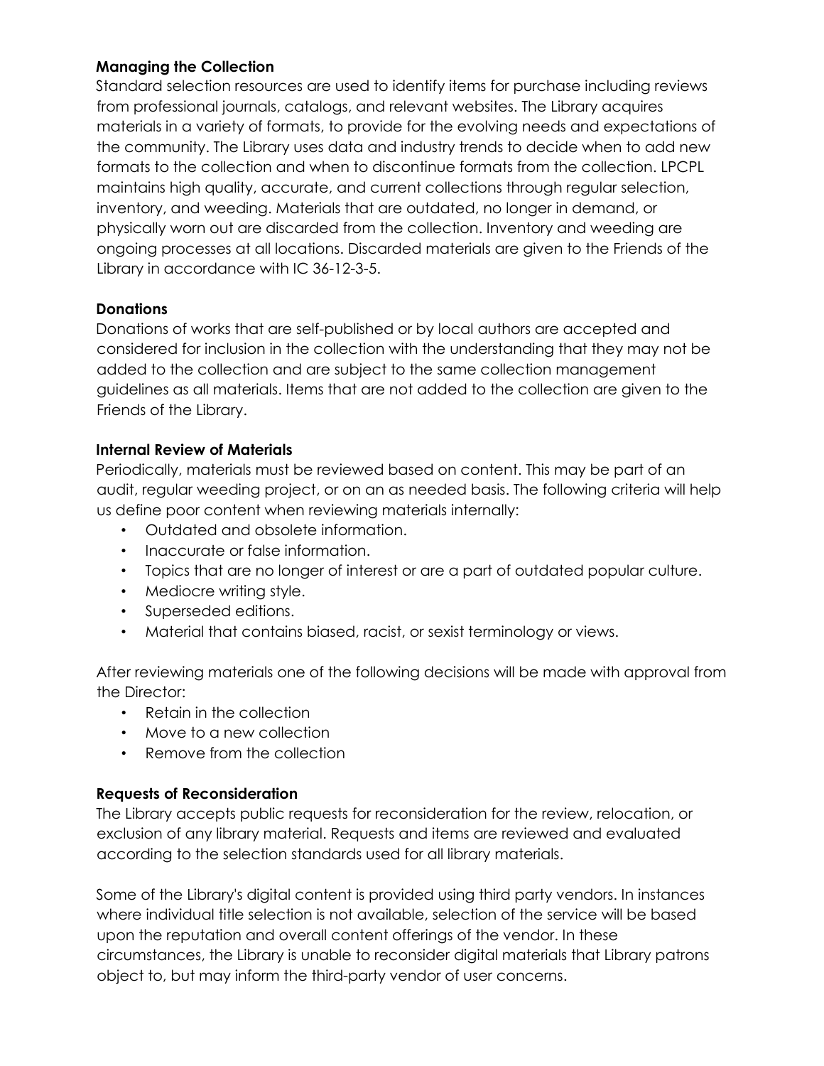### Managing the Collection

Standard selection resources are used to identify items for purchase including reviews from professional journals, catalogs, and relevant websites. The Library acquires materials in a variety of formats, to provide for the evolving needs and expectations of the community. The Library uses data and industry trends to decide when to add new formats to the collection and when to discontinue formats from the collection. LPCPL maintains high quality, accurate, and current collections through regular selection, inventory, and weeding. Materials that are outdated, no longer in demand, or physically worn out are discarded from the collection. Inventory and weeding are ongoing processes at all locations. Discarded materials are given to the Friends of the Library in accordance with IC 36-12-3-5.

### Donations

Donations of works that are self-published or by local authors are accepted and considered for inclusion in the collection with the understanding that they may not be added to the collection and are subject to the same collection management guidelines as all materials. Items that are not added to the collection are given to the Friends of the Library.

### Internal Review of Materials

Periodically, materials must be reviewed based on content. This may be part of an audit, regular weeding project, or on an as needed basis. The following criteria will help us define poor content when reviewing materials internally:

- Outdated and obsolete information.
- Inaccurate or false information.
- Topics that are no longer of interest or are a part of outdated popular culture.
- Mediocre writing style.
- Superseded editions.
- Material that contains biased, racist, or sexist terminology or views.

After reviewing materials one of the following decisions will be made with approval from the Director:

- Retain in the collection
- Move to a new collection
- Remove from the collection

### Requests of Reconsideration

The Library accepts public requests for reconsideration for the review, relocation, or exclusion of any library material. Requests and items are reviewed and evaluated according to the selection standards used for all library materials.

Some of the Library's digital content is provided using third party vendors. In instances where individual title selection is not available, selection of the service will be based upon the reputation and overall content offerings of the vendor. In these circumstances, the Library is unable to reconsider digital materials that Library patrons object to, but may inform the third-party vendor of user concerns.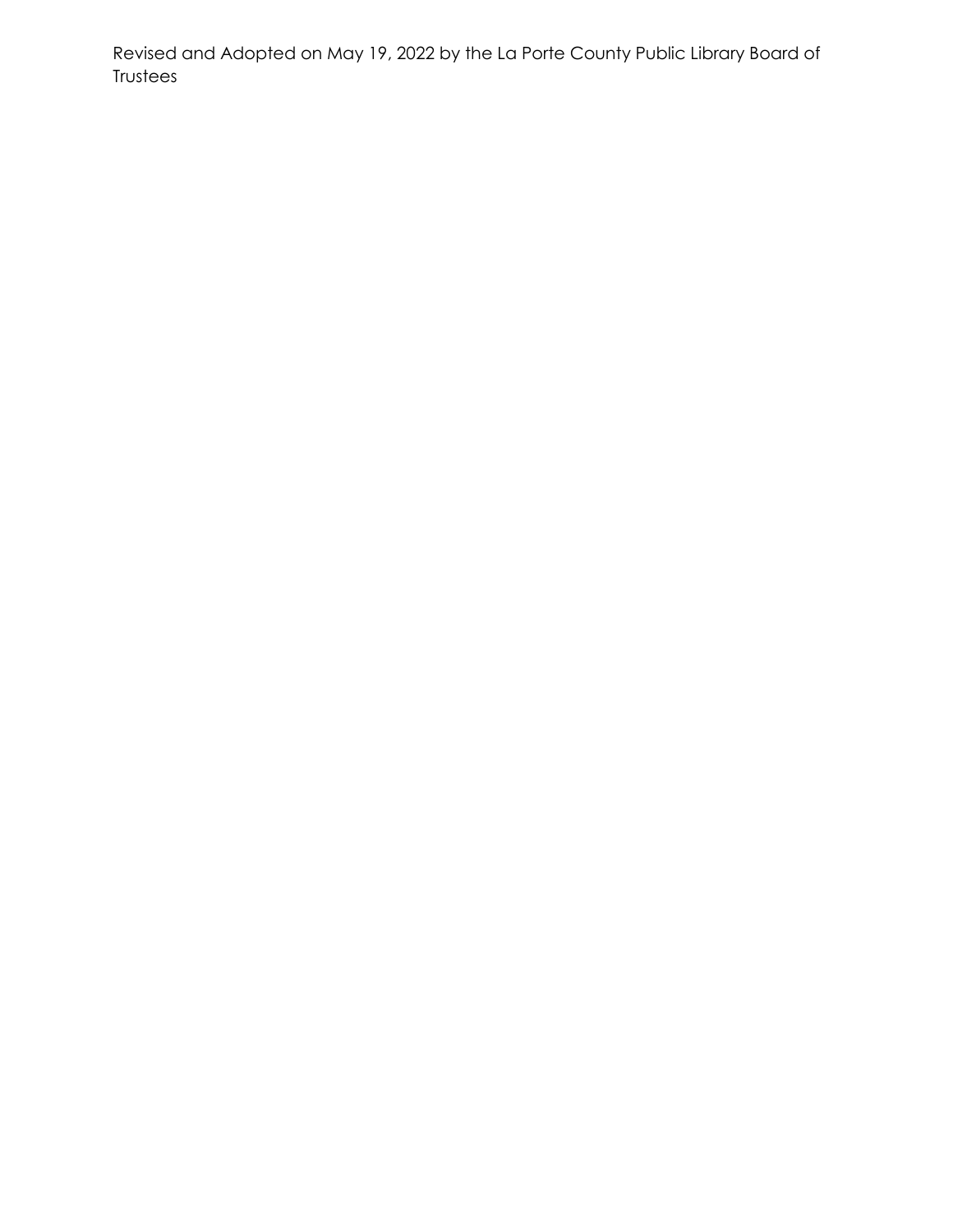Revised and Adopted on May 19, 2022 by the La Porte County Public Library Board of Trustees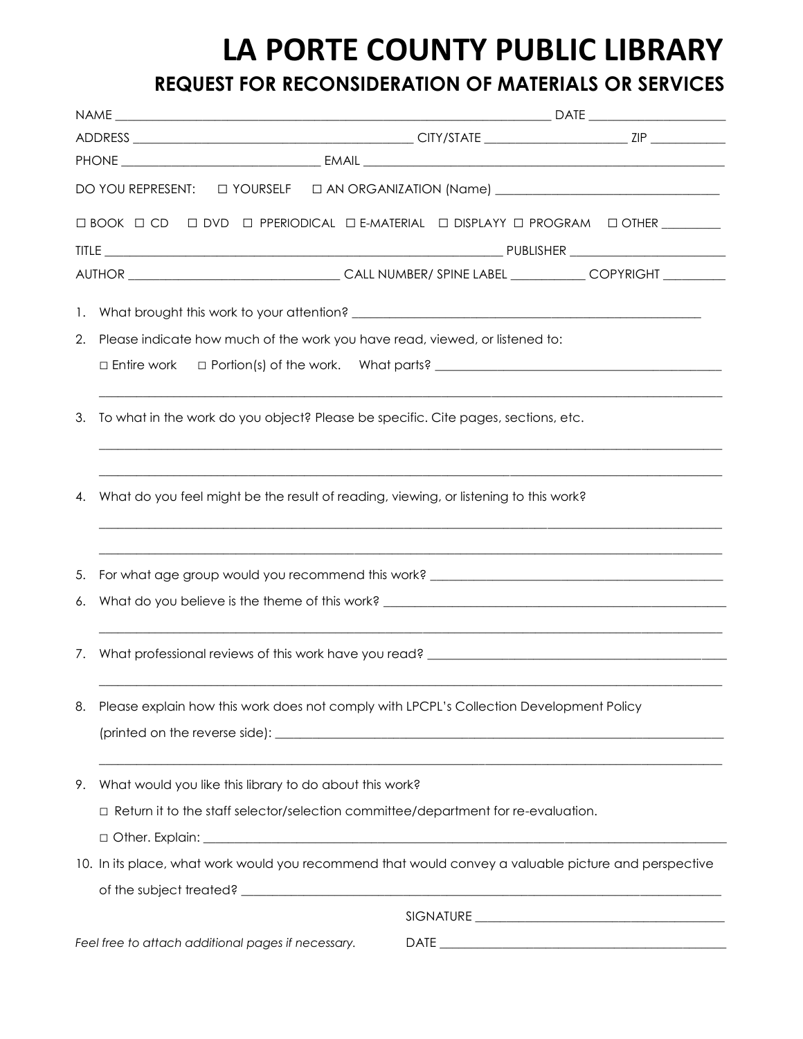# LA PORTE COUNTY PUBLIC LIBRARY

## REQUEST FOR RECONSIDERATION OF MATERIALS OR SERVICES

NAME ______________________________________________ DATE ________________

ADDRESS ______________________________ CITY/STATE ________________ ZIP ________

PHONE ____________________ EMAIL ________________________________________

DO YOU REPRESENT: ☐ YOURSELF ☐ AN ORGANIZATION (Name) ________________________

☐ BOOK ☐ CD ☐ DVD ☐ PPERIODICAL ☐ E-MATERIAL ☐ DISPLAYY ☐ PROGRAM ☐ OTHER ________

TITLE ____________________________________________ PUBLISHER __________________

AUTHOR ______________________ CALL NUMBER/ SPINE LABEL ________ COPYRIGHT ________

1. What brought this work to your attention? ________________________________________
2. Please indicate how much of the work you have read, viewed, or listened to:

   ☐ Entire work ☐ Portion(s) of the work. What parts? ________________________________

   ______________________________________________________________________________
3. To what in the work do you object? Please be specific. Cite pages, sections, etc.

   ______________________________________________________________________________

   ______________________________________________________________________________
4. What do you feel might be the result of reading, viewing, or listening to this work?

   ______________________________________________________________________________

   ______________________________________________________________________________
5. For what age group would you recommend this work? ________________________________
6. What do you believe is the theme of this work? ____________________________________

   ______________________________________________________________________________
7. What professional reviews of this work have you read? ______________________________

   ______________________________________________________________________________
8. Please explain how this work does not comply with LPCPL's Collection Development Policy

   (printed on the reverse side): ____________________________________________________

   ______________________________________________________________________________
9. What would you like this library to do about this work?

   ☐ Return it to the staff selector/selection committee/department for re-evaluation.

   ☐ Other. Explain: ____________________________________________________________
10. In its place, what work would you recommend that would convey a valuable picture and perspective of the subject treated? ______________________________________________________

SIGNATURE ______________________________

*Feel free to attach additional pages if necessary.*

DATE ___________________________________